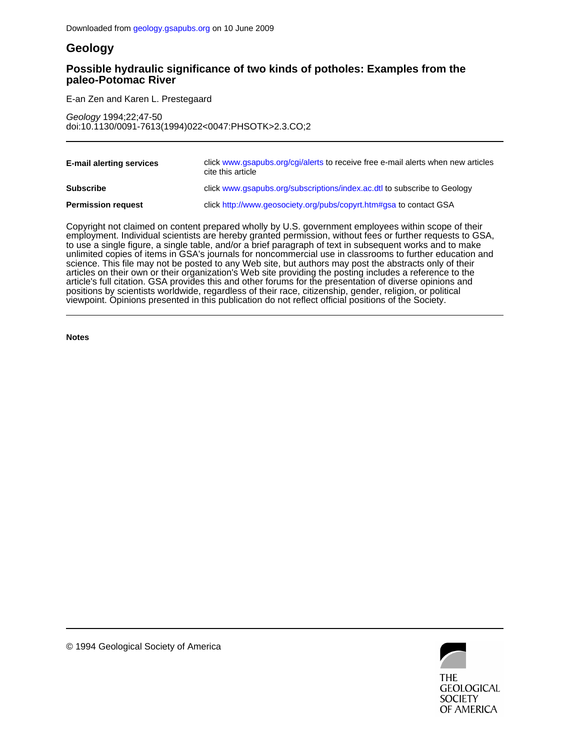Downloaded from geology.gsapubs.org on 10 June 2009

# Geology

## Possible hydraulic significance of two kinds of potholes: Examples from the paleo-Potomac River

E-an Zen and Karen L. Prestegaard

*Geology* 1994;22;47-50
doi:10.1130/0091-7613(1994)022<0047:PHSOTK>2.3.CO;2

| | |
|---|---|
| **E-mail alerting services** | click www.gsapubs.org/cgi/alerts to receive free e-mail alerts when new articles cite this article |
| **Subscribe** | click www.gsapubs.org/subscriptions/index.ac.dtl to subscribe to Geology |
| **Permission request** | click http://www.geosociety.org/pubs/copyrt.htm#gsa to contact GSA |

Copyright not claimed on content prepared wholly by U.S. government employees within scope of their employment. Individual scientists are hereby granted permission, without fees or further requests to GSA, to use a single figure, a single table, and/or a brief paragraph of text in subsequent works and to make unlimited copies of items in GSA's journals for noncommercial use in classrooms to further education and science. This file may not be posted to any Web site, but authors may post the abstracts only of their articles on their own or their organization's Web site providing the posting includes a reference to the article's full citation. GSA provides this and other forums for the presentation of diverse opinions and positions by scientists worldwide, regardless of their race, citizenship, gender, religion, or political viewpoint. Opinions presented in this publication do not reflect official positions of the Society.

**Notes**

© 1994 Geological Society of America

THE GEOLOGICAL SOCIETY OF AMERICA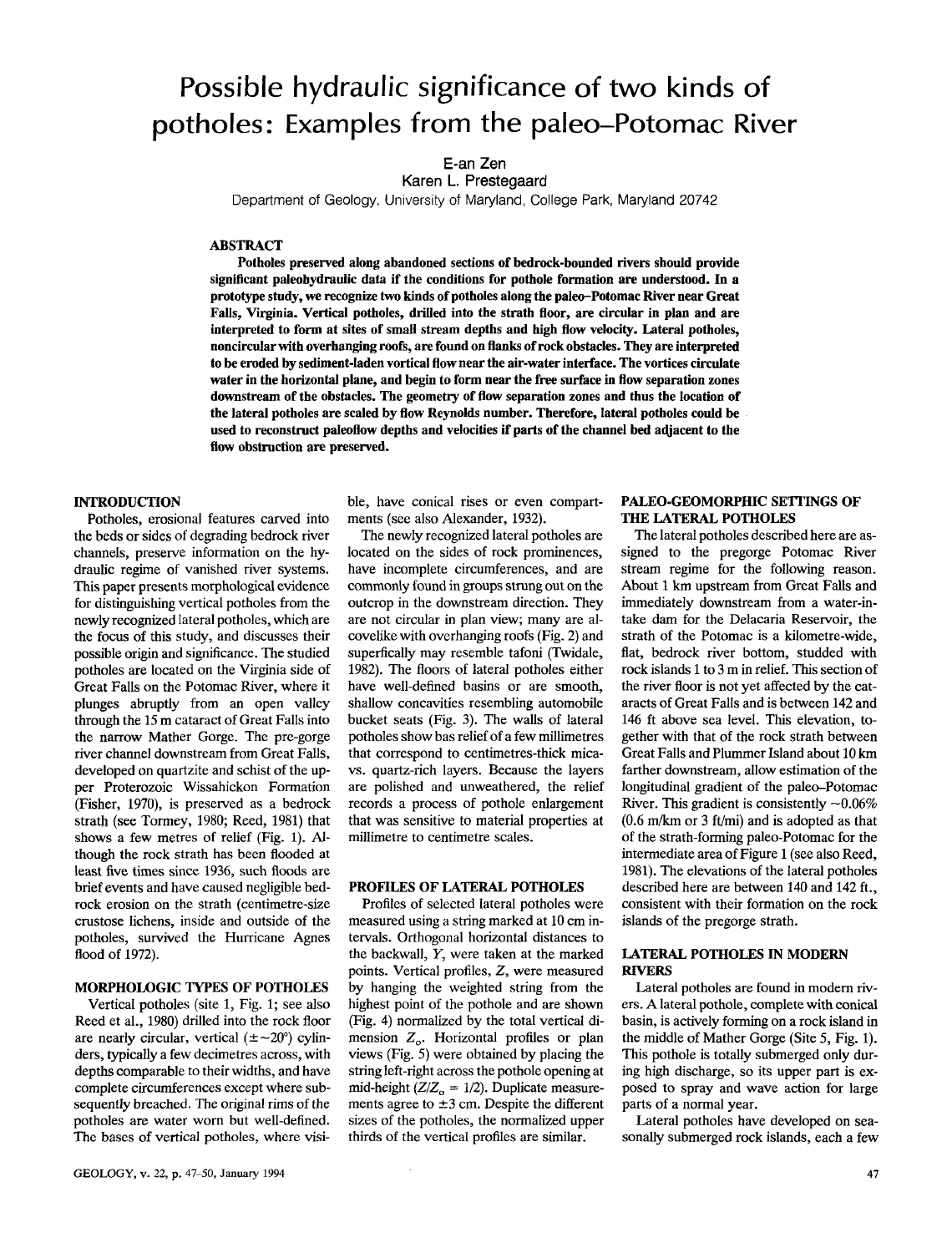# Possible hydraulic significance of two kinds of potholes: Examples from the paleo–Potomac River

E-an Zen
Karen L. Prestegaard
Department of Geology, University of Maryland, College Park, Maryland 20742

## ABSTRACT

**Potholes preserved along abandoned sections of bedrock-bounded rivers should provide significant paleohydraulic data if the conditions for pothole formation are understood. In a prototype study, we recognize two kinds of potholes along the paleo–Potomac River near Great Falls, Virginia. Vertical potholes, drilled into the strath floor, are circular in plan and are interpreted to form at sites of small stream depths and high flow velocity. Lateral potholes, noncircular with overhanging roofs, are found on flanks of rock obstacles. They are interpreted to be eroded by sediment-laden vortical flow near the air-water interface. The vortices circulate water in the horizontal plane, and begin to form near the free surface in flow separation zones downstream of the obstacles. The geometry of flow separation zones and thus the location of the lateral potholes are scaled by flow Reynolds number. Therefore, lateral potholes could be used to reconstruct paleoflow depths and velocities if parts of the channel bed adjacent to the flow obstruction are preserved.**

## INTRODUCTION

Potholes, erosional features carved into the beds or sides of degrading bedrock river channels, preserve information on the hydraulic regime of vanished river systems. This paper presents morphological evidence for distinguishing vertical potholes from the newly recognized lateral potholes, which are the focus of this study, and discusses their possible origin and significance. The studied potholes are located on the Virginia side of Great Falls on the Potomac River, where it plunges abruptly from an open valley through the 15 m cataract of Great Falls into the narrow Mather Gorge. The pre-gorge river channel downstream from Great Falls, developed on quartzite and schist of the upper Proterozoic Wissahickon Formation (Fisher, 1970), is preserved as a bedrock strath (see Tormey, 1980; Reed, 1981) that shows a few metres of relief (Fig. 1). Although the rock strath has been flooded at least five times since 1936, such floods are brief events and have caused negligible bedrock erosion on the strath (centimetre-size crustose lichens, inside and outside of the potholes, survived the Hurricane Agnes flood of 1972).

## MORPHOLOGIC TYPES OF POTHOLES

Vertical potholes (site 1, Fig. 1; see also Reed et al., 1980) drilled into the rock floor are nearly circular, vertical ($\pm\sim20°$) cylinders, typically a few decimetres across, with depths comparable to their widths, and have complete circumferences except where subsequently breached. The original rims of the potholes are water worn but well-defined. The bases of vertical potholes, where visible, have conical rises or even compartments (see also Alexander, 1932).

The newly recognized lateral potholes are located on the sides of rock prominences, have incomplete circumferences, and are commonly found in groups strung out on the outcrop in the downstream direction. They are not circular in plan view; many are alcovelike with overhanging roofs (Fig. 2) and superfically may resemble tafoni (Twidale, 1982). The floors of lateral potholes either have well-defined basins or are smooth, shallow concavities resembling automobile bucket seats (Fig. 3). The walls of lateral potholes show bas relief of a few millimetres that correspond to centimetres-thick mica- vs. quartz-rich layers. Because the layers are polished and unweathered, the relief records a process of pothole enlargement that was sensitive to material properties at millimetre to centimetre scales.

## PROFILES OF LATERAL POTHOLES

Profiles of selected lateral potholes were measured using a string marked at 10 cm intervals. Orthogonal horizontal distances to the backwall, $Y$, were taken at the marked points. Vertical profiles, $Z$, were measured by hanging the weighted string from the highest point of the pothole and are shown (Fig. 4) normalized by the total vertical dimension $Z_o$. Horizontal profiles or plan views (Fig. 5) were obtained by placing the string left-right across the pothole opening at mid-height ($Z/Z_o = 1/2$). Duplicate measurements agree to $\pm 3$ cm. Despite the different sizes of the potholes, the normalized upper thirds of the vertical profiles are similar.

## PALEO-GEOMORPHIC SETTINGS OF THE LATERAL POTHOLES

The lateral potholes described here are assigned to the pregorge Potomac River stream regime for the following reason. About 1 km upstream from Great Falls and immediately downstream from a water-intake dam for the Delacaria Reservoir, the strath of the Potomac is a kilometre-wide, flat, bedrock river bottom, studded with rock islands 1 to 3 m in relief. This section of the river floor is not yet affected by the cataracts of Great Falls and is between 142 and 146 ft above sea level. This elevation, together with that of the rock strath between Great Falls and Plummer Island about 10 km farther downstream, allow estimation of the longitudinal gradient of the paleo–Potomac River. This gradient is consistently ~0.06% (0.6 m/km or 3 ft/mi) and is adopted as that of the strath-forming paleo-Potomac for the intermediate area of Figure 1 (see also Reed, 1981). The elevations of the lateral potholes described here are between 140 and 142 ft., consistent with their formation on the rock islands of the pregorge strath.

## LATERAL POTHOLES IN MODERN RIVERS

Lateral potholes are found in modern rivers. A lateral pothole, complete with conical basin, is actively forming on a rock island in the middle of Mather Gorge (Site 5, Fig. 1). This pothole is totally submerged only during high discharge, so its upper part is exposed to spray and wave action for large parts of a normal year.

Lateral potholes have developed on seasonally submerged rock islands, each a few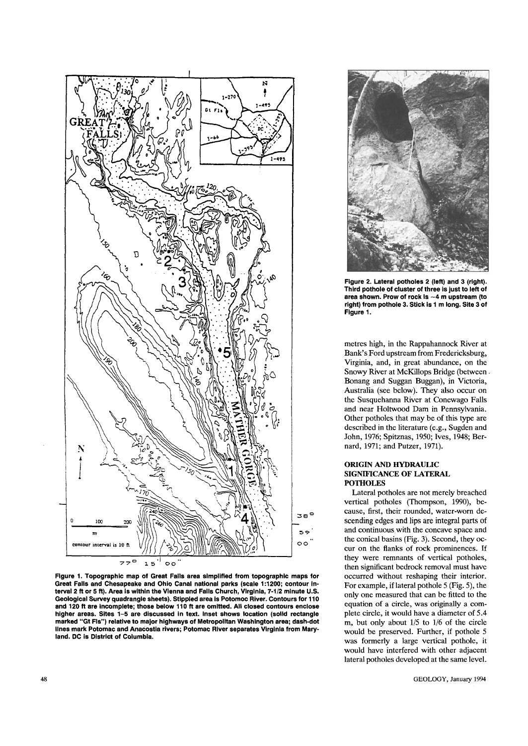Figure 1. Topographic map of Great Falls area simplified from topographic maps for Great Falls and Chesapeake and Ohio Canal national parks (scale 1:1200; contour interval 2 ft or 5 ft). Area is within the Vienna and Falls Church, Virginia, 7-1/2 minute U.S. Geological Survey quadrangle sheets). Stippled area is Potomac River. Contours for 110 and 120 ft are incomplete; those below 110 ft are omitted. All closed contours enclose higher areas. Sites 1–5 are discussed in text. Inset shows location (solid rectangle marked "Gt Fls") relative to major highways of Metropolitan Washington area; dash-dot lines mark Potomac and Anacostia rivers; Potomac River separates Virginia from Maryland. DC is District of Columbia.

Figure 2. Lateral potholes 2 (left) and 3 (right). Third pothole of cluster of three is just to left of area shown. Prow of rock is ~4 m upstream (to right) from pothole 3. Stick is 1 m long. Site 3 of Figure 1.

metres high, in the Rappahannock River at Bank's Ford upstream from Fredericksburg, Virginia, and, in great abundance, on the Snowy River at McKillops Bridge (between Bonang and Suggan Buggan), in Victoria, Australia (see below). They also occur on the Susquehanna River at Conewago Falls and near Holtwood Dam in Pennsylvania. Other potholes that may be of this type are described in the literature (e.g., Sugden and John, 1976; Spitznas, 1950; Ives, 1948; Bernard, 1971; and Putzer, 1971).

## ORIGIN AND HYDRAULIC SIGNIFICANCE OF LATERAL POTHOLES

Lateral potholes are not merely breached vertical potholes (Thompson, 1990), because, first, their rounded, water-worn descending edges and lips are integral parts of and continuous with the concave space and the conical basins (Fig. 3). Second, they occur on the flanks of rock prominences. If they were remnants of vertical potholes, then significant bedrock removal must have occurred without reshaping their interior. For example, if lateral pothole 5 (Fig. 5), the only one measured that can be fitted to the equation of a circle, was originally a complete circle, it would have a diameter of 5.4 m, but only about 1/5 to 1/6 of the circle would be preserved. Further, if pothole 5 was formerly a large vertical pothole, it would have interfered with other adjacent lateral potholes developed at the same level.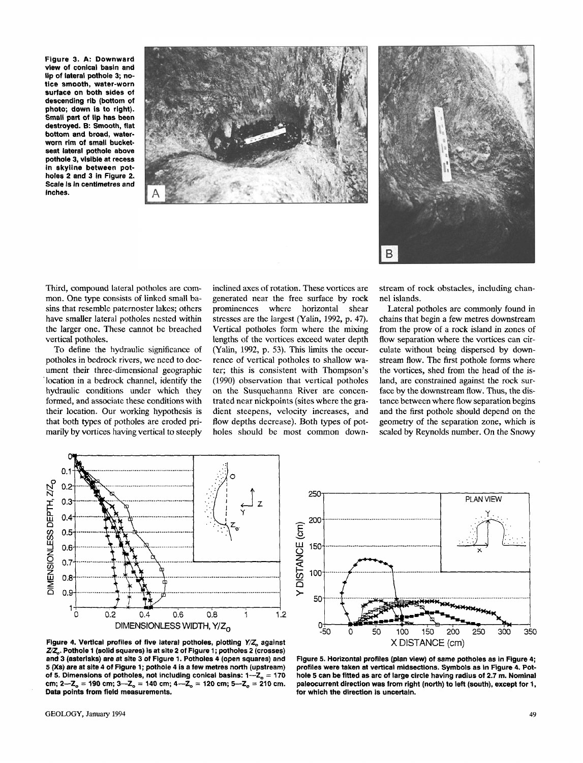Figure 3. A: Downward view of conical basin and lip of lateral pothole 3; notice smooth, water-worn surface on both sides of descending rib (bottom of photo; down is to right). Small part of lip has been destroyed. B: Smooth, flat bottom and broad, water-worn rim of small bucket-seat lateral pothole above pothole 3, visible at recess in skyline between potholes 2 and 3 in Figure 2. Scale is in centimetres and inches.

Third, compound lateral potholes are common. One type consists of linked small basins that resemble paternoster lakes; others have smaller lateral potholes nested within the larger one. These cannot be breached vertical potholes.

To define the hydraulic significance of potholes in bedrock rivers, we need to document their three-dimensional geographic location in a bedrock channel, identify the hydraulic conditions under which they formed, and associate these conditions with their location. Our working hypothesis is that both types of potholes are eroded primarily by vortices having vertical to steeply inclined axes of rotation. These vortices are generated near the free surface by rock prominences where horizontal shear stresses are the largest (Yalin, 1992, p. 47). Vertical potholes form where the mixing lengths of the vortices exceed water depth (Yalin, 1992, p. 53). This limits the occurrence of vertical potholes to shallow water; this is consistent with Thompson's (1990) observation that vertical potholes on the Susquehanna River are concentrated near nickpoints (sites where the gradient steepens, velocity increases, and flow depths decrease). Both types of potholes should be most common downstream of rock obstacles, including channel islands.

Lateral potholes are commonly found in chains that begin a few metres downstream from the prow of a rock island in zones of flow separation where the vortices can circulate without being dispersed by downstream flow. The first pothole forms where the vortices, shed from the head of the island, are constrained against the rock surface by the downstream flow. Thus, the distance between where flow separation begins and the first pothole should depend on the geometry of the separation zone, which is scaled by Reynolds number. On the Snowy

Figure 4. Vertical profiles of five lateral potholes, plotting $Y/Z_o$ against $Z/Z_o$. Pothole 1 (solid squares) is at site 2 of Figure 1; potholes 2 (crosses) and 3 (asterisks) are at site 3 of Figure 1. Potholes 4 (open squares) and 5 (Xs) are at site 4 of Figure 1; pothole 4 is a few metres north (upstream) of 5. Dimensions of potholes, not including conical basins: 1—$Z_o$ = 170 cm; 2—$Z_o$ = 190 cm; 3—$Z_o$ = 140 cm; 4—$Z_o$ = 120 cm; 5—$Z_o$ = 210 cm. Data points from field measurements.

Figure 5. Horizontal profiles (plan view) of same potholes as in Figure 4; profiles were taken at vertical midsections. Symbols as in Figure 4. Pothole 5 can be fitted as arc of large circle having radius of 2.7 m. Nominal paleocurrent direction was from right (north) to left (south), except for 1, for which the direction is uncertain.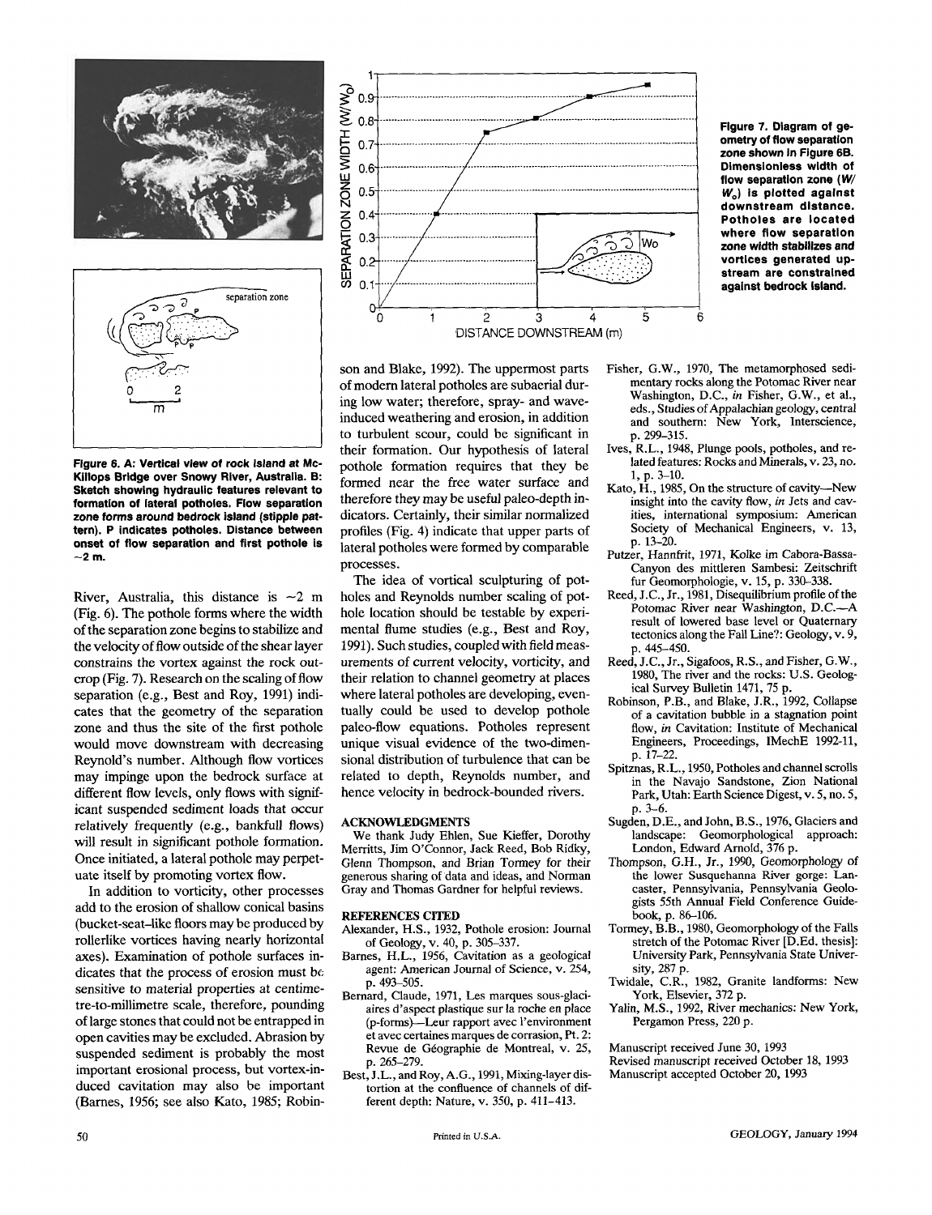separation zone

0 2

m

**Figure 6. A: Vertical view of rock island at McKillops Bridge over Snowy River, Australia. B: Sketch showing hydraulic features relevant to formation of lateral potholes. Flow separation zone forms around bedrock island (stipple pattern). P indicates potholes. Distance between onset of flow separation and first pothole is ~2 m.**

SEPARATION ZONE WIDTH (W/W$_o$)

0, 0.1, 0.2, 0.3, 0.4, 0.5, 0.6, 0.7, 0.8, 0.9, 1

DISTANCE DOWNSTREAM (m)

0, 1, 2, 3, 4, 5, 6

Wo

**Figure 7. Diagram of geometry of flow separation zone shown in Figure 6B. Dimensionless width of flow separation zone ($W/W_o$) is plotted against downstream distance. Potholes are located where flow separation zone width stabilizes and vortices generated upstream are constrained against bedrock island.**

River, Australia, this distance is ~2 m (Fig. 6). The pothole forms where the width of the separation zone begins to stabilize and the velocity of flow outside of the shear layer constrains the vortex against the rock outcrop (Fig. 7). Research on the scaling of flow separation (e.g., Best and Roy, 1991) indicates that the geometry of the separation zone and thus the site of the first pothole would move downstream with decreasing Reynold's number. Although flow vortices may impinge upon the bedrock surface at different flow levels, only flows with significant suspended sediment loads that occur relatively frequently (e.g., bankfull flows) will result in significant pothole formation. Once initiated, a lateral pothole may perpetuate itself by promoting vortex flow.

In addition to vorticity, other processes add to the erosion of shallow conical basins (bucket-seat–like floors may be produced by rollerlike vortices having nearly horizontal axes). Examination of pothole surfaces indicates that the process of erosion must be sensitive to material properties at centimetre-to-millimetre scale, therefore, pounding of large stones that could not be entrapped in open cavities may be excluded. Abrasion by suspended sediment is probably the most important erosional process, but vortex-induced cavitation may also be important (Barnes, 1956; see also Kato, 1985; Robinson and Blake, 1992). The uppermost parts of modern lateral potholes are subaerial during low water; therefore, spray- and wave-induced weathering and erosion, in addition to turbulent scour, could be significant in their formation. Our hypothesis of lateral pothole formation requires that they be formed near the free water surface and therefore they may be useful paleo-depth indicators. Certainly, their similar normalized profiles (Fig. 4) indicate that upper parts of lateral potholes were formed by comparable processes.

The idea of vortical sculpturing of potholes and Reynolds number scaling of pothole location should be testable by experimental flume studies (e.g., Best and Roy, 1991). Such studies, coupled with field measurements of current velocity, vorticity, and their relation to channel geometry at places where lateral potholes are developing, eventually could be used to develop pothole paleo-flow equations. Potholes represent unique visual evidence of the two-dimensional distribution of turbulence that can be related to depth, Reynolds number, and hence velocity in bedrock-bounded rivers.

## ACKNOWLEDGMENTS

We thank Judy Ehlen, Sue Kieffer, Dorothy Merritts, Jim O'Connor, Jack Reed, Bob Ridky, Glenn Thompson, and Brian Tormey for their generous sharing of data and ideas, and Norman Gray and Thomas Gardner for helpful reviews.

## REFERENCES CITED

Alexander, H.S., 1932, Pothole erosion: Journal of Geology, v. 40, p. 305–337.

Barnes, H.L., 1956, Cavitation as a geological agent: American Journal of Science, v. 254, p. 493–505.

Bernard, Claude, 1971, Les marques sous-glaciaires d'aspect plastique sur la roche en place (p-forms)—Leur rapport avec l'environment et avec certaines marques de corrasion, Pt. 2: Revue de Géographie de Montreal, v. 25, p. 265–279.

Best, J.L., and Roy, A.G., 1991, Mixing-layer distortion at the confluence of channels of different depth: Nature, v. 350, p. 411–413.

Fisher, G.W., 1970, The metamorphosed sedimentary rocks along the Potomac River near Washington, D.C., *in* Fisher, G.W., et al., eds., Studies of Appalachian geology, central and southern: New York, Interscience, p. 299–315.

Ives, R.L., 1948, Plunge pools, potholes, and related features: Rocks and Minerals, v. 23, no. 1, p. 3–10.

Kato, H., 1985, On the structure of cavity—New insight into the cavity flow, *in* Jets and cavities, international symposium: American Society of Mechanical Engineers, v. 13, p. 13–20.

Putzer, Hannfrit, 1971, Kolke im Cabora-Bassa-Canyon des mittleren Sambesi: Zeitschrift fur Geomorphologie, v. 15, p. 330–338.

Reed, J.C., Jr., 1981, Disequilibrium profile of the Potomac River near Washington, D.C.—A result of lowered base level or Quaternary tectonics along the Fall Line?: Geology, v. 9, p. 445–450.

Reed, J.C., Jr., Sigafoos, R.S., and Fisher, G.W., 1980, The river and the rocks: U.S. Geological Survey Bulletin 1471, 75 p.

Robinson, P.B., and Blake, J.R., 1992, Collapse of a cavitation bubble in a stagnation point flow, *in* Cavitation: Institute of Mechanical Engineers, Proceedings, IMechE 1992-11, p. 17–22.

Spitznas, R.L., 1950, Potholes and channel scrolls in the Navajo Sandstone, Zion National Park, Utah: Earth Science Digest, v. 5, no. 5, p. 3–6.

Sugden, D.E., and John, B.S., 1976, Glaciers and landscape: Geomorphological approach: London, Edward Arnold, 376 p.

Thompson, G.H., Jr., 1990, Geomorphology of the lower Susquehanna River gorge: Lancaster, Pennsylvania, Pennsylvania Geologists 55th Annual Field Conference Guidebook, p. 86–106.

Tormey, B.B., 1980, Geomorphology of the Falls stretch of the Potomac River [D.Ed. thesis]: University Park, Pennsylvania State University, 287 p.

Twidale, C.R., 1982, Granite landforms: New York, Elsevier, 372 p.

Yalin, M.S., 1992, River mechanics: New York, Pergamon Press, 220 p.

Manuscript received June 30, 1993
Revised manuscript received October 18, 1993
Manuscript accepted October 20, 1993